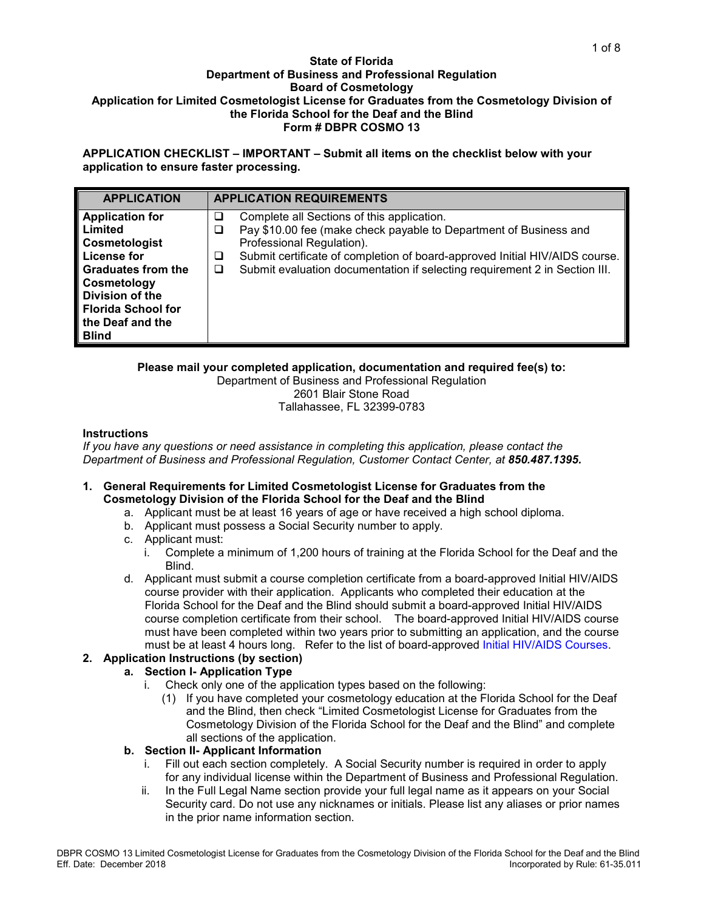**State of Florida**
**Department of Business and Professional Regulation**
**Board of Cosmetology**
**Application for Limited Cosmetologist License for Graduates from the Cosmetology Division of the Florida School for the Deaf and the Blind**
**Form # DBPR COSMO 13**

**APPLICATION CHECKLIST – IMPORTANT – Submit all items on the checklist below with your application to ensure faster processing.**

| APPLICATION | APPLICATION REQUIREMENTS |
| --- | --- |
| **Application for Limited Cosmetologist License for Graduates from the Cosmetology Division of the Florida School for the Deaf and the Blind** | ❑ Complete all Sections of this application.<br>❑ Pay $10.00 fee (make check payable to Department of Business and Professional Regulation).<br>❑ Submit certificate of completion of board-approved Initial HIV/AIDS course.<br>❑ Submit evaluation documentation if selecting requirement 2 in Section III. |

**Please mail your completed application, documentation and required fee(s) to:**
Department of Business and Professional Regulation
2601 Blair Stone Road
Tallahassee, FL 32399-0783

**Instructions**

*If you have any questions or need assistance in completing this application, please contact the Department of Business and Professional Regulation, Customer Contact Center, at* ***850.487.1395.***

1. **General Requirements for Limited Cosmetologist License for Graduates from the Cosmetology Division of the Florida School for the Deaf and the Blind**
   a. Applicant must be at least 16 years of age or have received a high school diploma.
   b. Applicant must possess a Social Security number to apply.
   c. Applicant must:
      i. Complete a minimum of 1,200 hours of training at the Florida School for the Deaf and the Blind.
   d. Applicant must submit a course completion certificate from a board-approved Initial HIV/AIDS course provider with their application. Applicants who completed their education at the Florida School for the Deaf and the Blind should submit a board-approved Initial HIV/AIDS course completion certificate from their school. The board-approved Initial HIV/AIDS course must have been completed within two years prior to submitting an application, and the course must be at least 4 hours long. Refer to the list of board-approved Initial HIV/AIDS Courses.
2. **Application Instructions (by section)**
   a. **Section I- Application Type**
      i. Check only one of the application types based on the following:
         (1) If you have completed your cosmetology education at the Florida School for the Deaf and the Blind, then check "Limited Cosmetologist License for Graduates from the Cosmetology Division of the Florida School for the Deaf and the Blind" and complete all sections of the application.
   b. **Section II- Applicant Information**
      i. Fill out each section completely. A Social Security number is required in order to apply for any individual license within the Department of Business and Professional Regulation.
      ii. In the Full Legal Name section provide your full legal name as it appears on your Social Security card. Do not use any nicknames or initials. Please list any aliases or prior names in the prior name information section.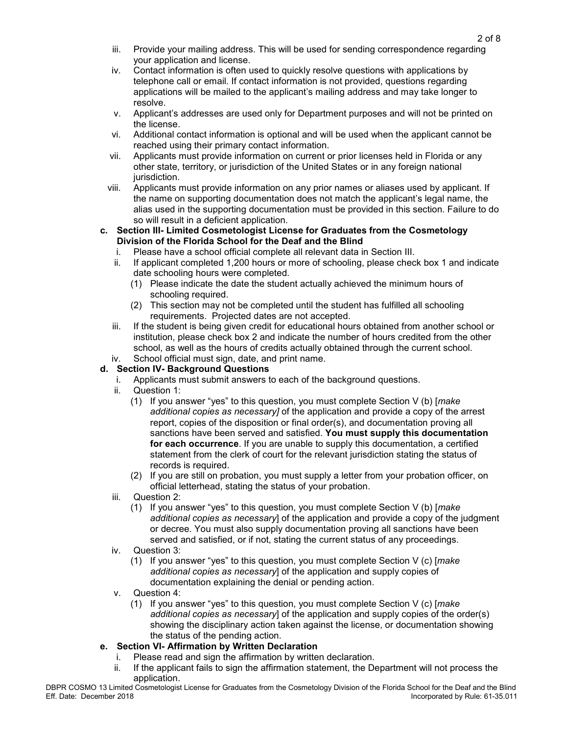iii. Provide your mailing address. This will be used for sending correspondence regarding your application and license.

iv. Contact information is often used to quickly resolve questions with applications by telephone call or email. If contact information is not provided, questions regarding applications will be mailed to the applicant's mailing address and may take longer to resolve.

v. Applicant's addresses are used only for Department purposes and will not be printed on the license.

vi. Additional contact information is optional and will be used when the applicant cannot be reached using their primary contact information.

vii. Applicants must provide information on current or prior licenses held in Florida or any other state, territory, or jurisdiction of the United States or in any foreign national jurisdiction.

viii. Applicants must provide information on any prior names or aliases used by applicant. If the name on supporting documentation does not match the applicant's legal name, the alias used in the supporting documentation must be provided in this section. Failure to do so will result in a deficient application.

**c. Section III- Limited Cosmetologist License for Graduates from the Cosmetology Division of the Florida School for the Deaf and the Blind**

i. Please have a school official complete all relevant data in Section III.

ii. If applicant completed 1,200 hours or more of schooling, please check box 1 and indicate date schooling hours were completed.

(1) Please indicate the date the student actually achieved the minimum hours of schooling required.

(2) This section may not be completed until the student has fulfilled all schooling requirements. Projected dates are not accepted.

iii. If the student is being given credit for educational hours obtained from another school or institution, please check box 2 and indicate the number of hours credited from the other school, as well as the hours of credits actually obtained through the current school.

iv. School official must sign, date, and print name.

**d. Section IV- Background Questions**

i. Applicants must submit answers to each of the background questions.

ii. Question 1:

(1) If you answer "yes" to this question, you must complete Section V (b) [*make additional copies as necessary]* of the application and provide a copy of the arrest report, copies of the disposition or final order(s), and documentation proving all sanctions have been served and satisfied. **You must supply this documentation for each occurrence**. If you are unable to supply this documentation, a certified statement from the clerk of court for the relevant jurisdiction stating the status of records is required.

(2) If you are still on probation, you must supply a letter from your probation officer, on official letterhead, stating the status of your probation.

iii. Question 2:

(1) If you answer "yes" to this question, you must complete Section V (b) [*make additional copies as necessary*] of the application and provide a copy of the judgment or decree. You must also supply documentation proving all sanctions have been served and satisfied, or if not, stating the current status of any proceedings.

iv. Question 3:

(1) If you answer "yes" to this question, you must complete Section V (c) [*make additional copies as necessary*] of the application and supply copies of documentation explaining the denial or pending action.

v. Question 4:

(1) If you answer "yes" to this question, you must complete Section V (c) [*make additional copies as necessary*] of the application and supply copies of the order(s) showing the disciplinary action taken against the license, or documentation showing the status of the pending action.

**e. Section VI- Affirmation by Written Declaration**

i. Please read and sign the affirmation by written declaration.

ii. If the applicant fails to sign the affirmation statement, the Department will not process the application.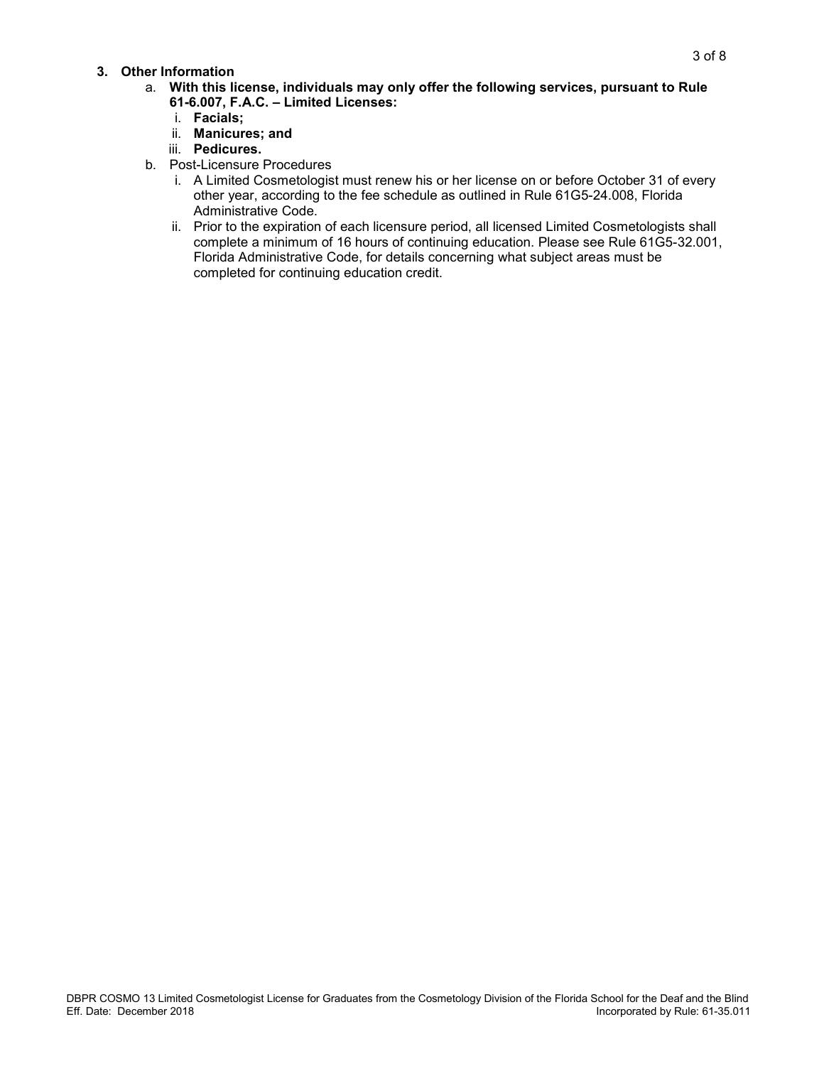**3. Other Information**

a. **With this license, individuals may only offer the following services, pursuant to Rule 61-6.007, F.A.C. – Limited Licenses:**
   i. **Facials;**
   ii. **Manicures; and**
   iii. **Pedicures.**

b. Post-Licensure Procedures
   i. A Limited Cosmetologist must renew his or her license on or before October 31 of every other year, according to the fee schedule as outlined in Rule 61G5-24.008, Florida Administrative Code.
   ii. Prior to the expiration of each licensure period, all licensed Limited Cosmetologists shall complete a minimum of 16 hours of continuing education. Please see Rule 61G5-32.001, Florida Administrative Code, for details concerning what subject areas must be completed for continuing education credit.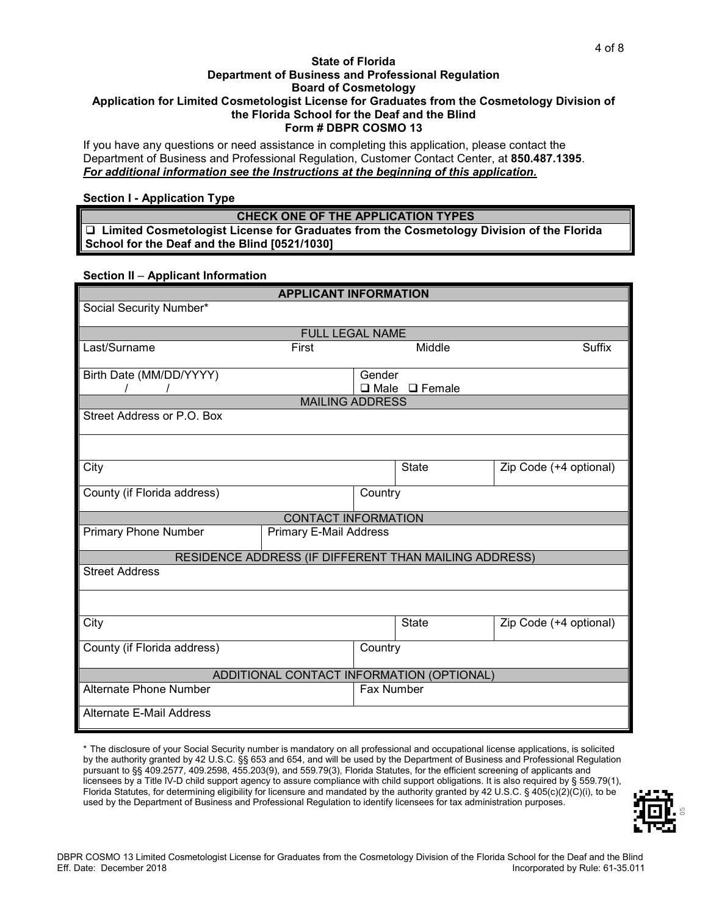**State of Florida**
**Department of Business and Professional Regulation**
**Board of Cosmetology**
**Application for Limited Cosmetologist License for Graduates from the Cosmetology Division of the Florida School for the Deaf and the Blind**
**Form # DBPR COSMO 13**

If you have any questions or need assistance in completing this application, please contact the Department of Business and Professional Regulation, Customer Contact Center, at **850.487.1395**.
***For additional information see the Instructions at the beginning of this application.***

**Section I - Application Type**

| CHECK ONE OF THE APPLICATION TYPES |
|---|
| ❑ **Limited Cosmetologist License for Graduates from the Cosmetology Division of the Florida School for the Deaf and the Blind [0521/1030]** |

**Section II – Applicant Information**

| APPLICANT INFORMATION | | | |
|---|---|---|---|
| Social Security Number* | | | |
| FULL LEGAL NAME | | | |
| Last/Surname | First | Middle | Suffix |
| Birth Date (MM/DD/YYYY) / / | | Gender ❑ Male ❑ Female | |
| MAILING ADDRESS | | | |
| Street Address or P.O. Box | | | |
| | | | |
| City | | State | Zip Code (+4 optional) |
| County (if Florida address) | | Country | |
| CONTACT INFORMATION | | | |
| Primary Phone Number | Primary E-Mail Address | | |
| RESIDENCE ADDRESS (IF DIFFERENT THAN MAILING ADDRESS) | | | |
| Street Address | | | |
| | | | |
| City | | State | Zip Code (+4 optional) |
| County (if Florida address) | | Country | |
| ADDITIONAL CONTACT INFORMATION (OPTIONAL) | | | |
| Alternate Phone Number | | Fax Number | |
| Alternate E-Mail Address | | | |

\* The disclosure of your Social Security number is mandatory on all professional and occupational license applications, is solicited by the authority granted by 42 U.S.C. §§ 653 and 654, and will be used by the Department of Business and Professional Regulation pursuant to §§ 409.2577, 409.2598, 455.203(9), and 559.79(3), Florida Statutes, for the efficient screening of applicants and licensees by a Title IV-D child support agency to assure compliance with child support obligations. It is also required by § 559.79(1), Florida Statutes, for determining eligibility for licensure and mandated by the authority granted by 42 U.S.C. § 405(c)(2)(C)(i), to be used by the Department of Business and Professional Regulation to identify licensees for tax administration purposes.

DBPR COSMO 13 Limited Cosmetologist License for Graduates from the Cosmetology Division of the Florida School for the Deaf and the Blind
Eff. Date: December 2018 Incorporated by Rule: 61-35.011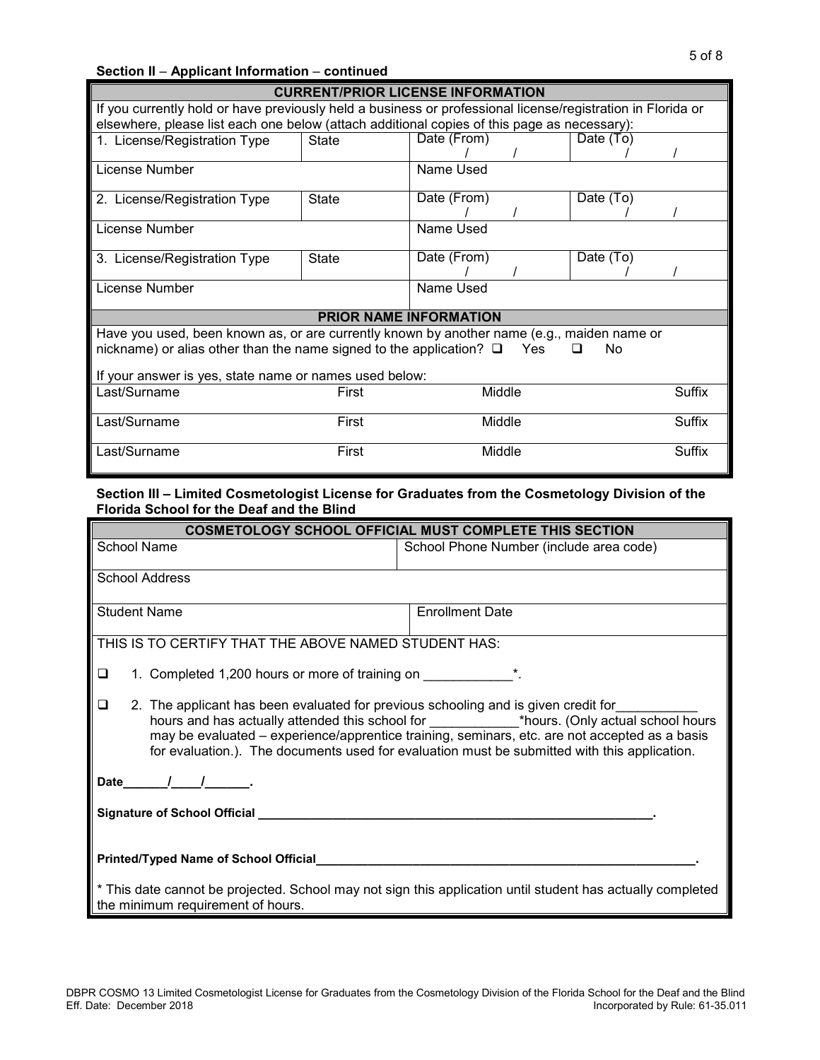**Section II – Applicant Information – continued**

| CURRENT/PRIOR LICENSE INFORMATION | | | |
|---|---|---|---|
| If you currently hold or have previously held a business or professional license/registration in Florida or elsewhere, please list each one below (attach additional copies of this page as necessary): | | | |
| 1. License/Registration Type | State | Date (From) / / | Date (To) / / |
| License Number | | Name Used | |
| 2. License/Registration Type | State | Date (From) / / | Date (To) / / |
| License Number | | Name Used | |
| 3. License/Registration Type | State | Date (From) / / | Date (To) / / |
| License Number | | Name Used | |

| PRIOR NAME INFORMATION | | | |
|---|---|---|---|
| Have you used, been known as, or are currently known by another name (e.g., maiden name or nickname) or alias other than the name signed to the application? ❑ Yes ❑ No | | | |
| If your answer is yes, state name or names used below: | | | |
| Last/Surname | First | Middle | Suffix |
| Last/Surname | First | Middle | Suffix |
| Last/Surname | First | Middle | Suffix |

**Section III – Limited Cosmetologist License for Graduates from the Cosmetology Division of the Florida School for the Deaf and the Blind**

| COSMETOLOGY SCHOOL OFFICIAL MUST COMPLETE THIS SECTION | |
|---|---|
| School Name | School Phone Number (include area code) |
| School Address | |
| Student Name | Enrollment Date |

THIS IS TO CERTIFY THAT THE ABOVE NAMED STUDENT HAS:

❑ 1. Completed 1,200 hours or more of training on ____________*.

❑ 2. The applicant has been evaluated for previous schooling and is given credit for___________ hours and has actually attended this school for ____________*hours. (Only actual school hours may be evaluated – experience/apprentice training, seminars, etc. are not accepted as a basis for evaluation.). The documents used for evaluation must be submitted with this application.

**Date_______/____/______.**

**Signature of School Official ____________________________________________________________.**

**Printed/Typed Name of School Official__________________________________________________________.**

* This date cannot be projected. School may not sign this application until student has actually completed the minimum requirement of hours.

DBPR COSMO 13 Limited Cosmetologist License for Graduates from the Cosmetology Division of the Florida School for the Deaf and the Blind
Eff. Date: December 2018 Incorporated by Rule: 61-35.011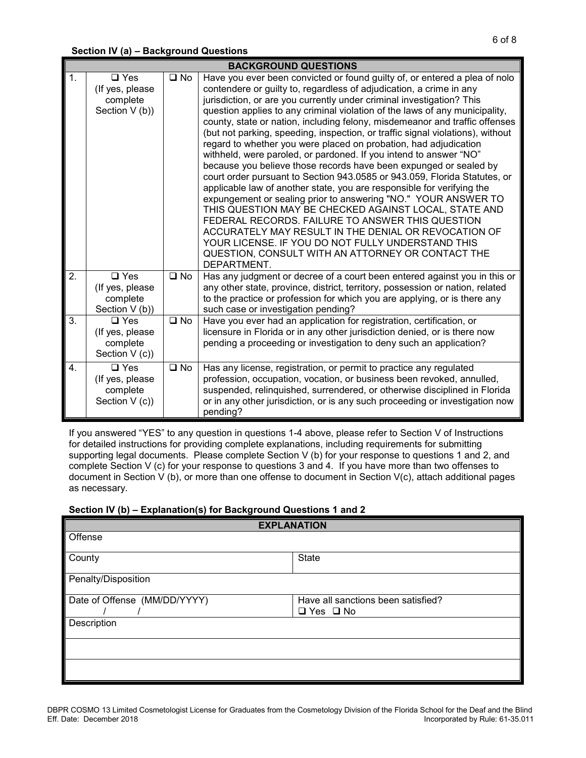**Section IV (a) – Background Questions**

| BACKGROUND QUESTIONS | | | |
|---|---|---|---|
| 1. | ❑ Yes (If yes, please complete Section V (b)) | ❑ No | Have you ever been convicted or found guilty of, or entered a plea of nolo contendere or guilty to, regardless of adjudication, a crime in any jurisdiction, or are you currently under criminal investigation? This question applies to any criminal violation of the laws of any municipality, county, state or nation, including felony, misdemeanor and traffic offenses (but not parking, speeding, inspection, or traffic signal violations), without regard to whether you were placed on probation, had adjudication withheld, were paroled, or pardoned. If you intend to answer "NO" because you believe those records have been expunged or sealed by court order pursuant to Section 943.0585 or 943.059, Florida Statutes, or applicable law of another state, you are responsible for verifying the expungement or sealing prior to answering "NO." YOUR ANSWER TO THIS QUESTION MAY BE CHECKED AGAINST LOCAL, STATE AND FEDERAL RECORDS. FAILURE TO ANSWER THIS QUESTION ACCURATELY MAY RESULT IN THE DENIAL OR REVOCATION OF YOUR LICENSE. IF YOU DO NOT FULLY UNDERSTAND THIS QUESTION, CONSULT WITH AN ATTORNEY OR CONTACT THE DEPARTMENT. |
| 2. | ❑ Yes (If yes, please complete Section V (b)) | ❑ No | Has any judgment or decree of a court been entered against you in this or any other state, province, district, territory, possession or nation, related to the practice or profession for which you are applying, or is there any such case or investigation pending? |
| 3. | ❑ Yes (If yes, please complete Section V (c)) | ❑ No | Have you ever had an application for registration, certification, or licensure in Florida or in any other jurisdiction denied, or is there now pending a proceeding or investigation to deny such an application? |
| 4. | ❑ Yes (If yes, please complete Section V (c)) | ❑ No | Has any license, registration, or permit to practice any regulated profession, occupation, vocation, or business been revoked, annulled, suspended, relinquished, surrendered, or otherwise disciplined in Florida or in any other jurisdiction, or is any such proceeding or investigation now pending? |

If you answered "YES" to any question in questions 1-4 above, please refer to Section V of Instructions for detailed instructions for providing complete explanations, including requirements for submitting supporting legal documents. Please complete Section V (b) for your response to questions 1 and 2, and complete Section V (c) for your response to questions 3 and 4. If you have more than two offenses to document in Section V (b), or more than one offense to document in Section V(c), attach additional pages as necessary.

**Section IV (b) – Explanation(s) for Background Questions 1 and 2**

| EXPLANATION | |
|---|---|
| Offense | |
| County | State |
| Penalty/Disposition | |
| Date of Offense (MM/DD/YYYY) / / | Have all sanctions been satisfied? ❑ Yes ❑ No |
| Description | |
| | |
| | |

DBPR COSMO 13 Limited Cosmetologist License for Graduates from the Cosmetology Division of the Florida School for the Deaf and the Blind
Eff. Date: December 2018
Incorporated by Rule: 61-35.011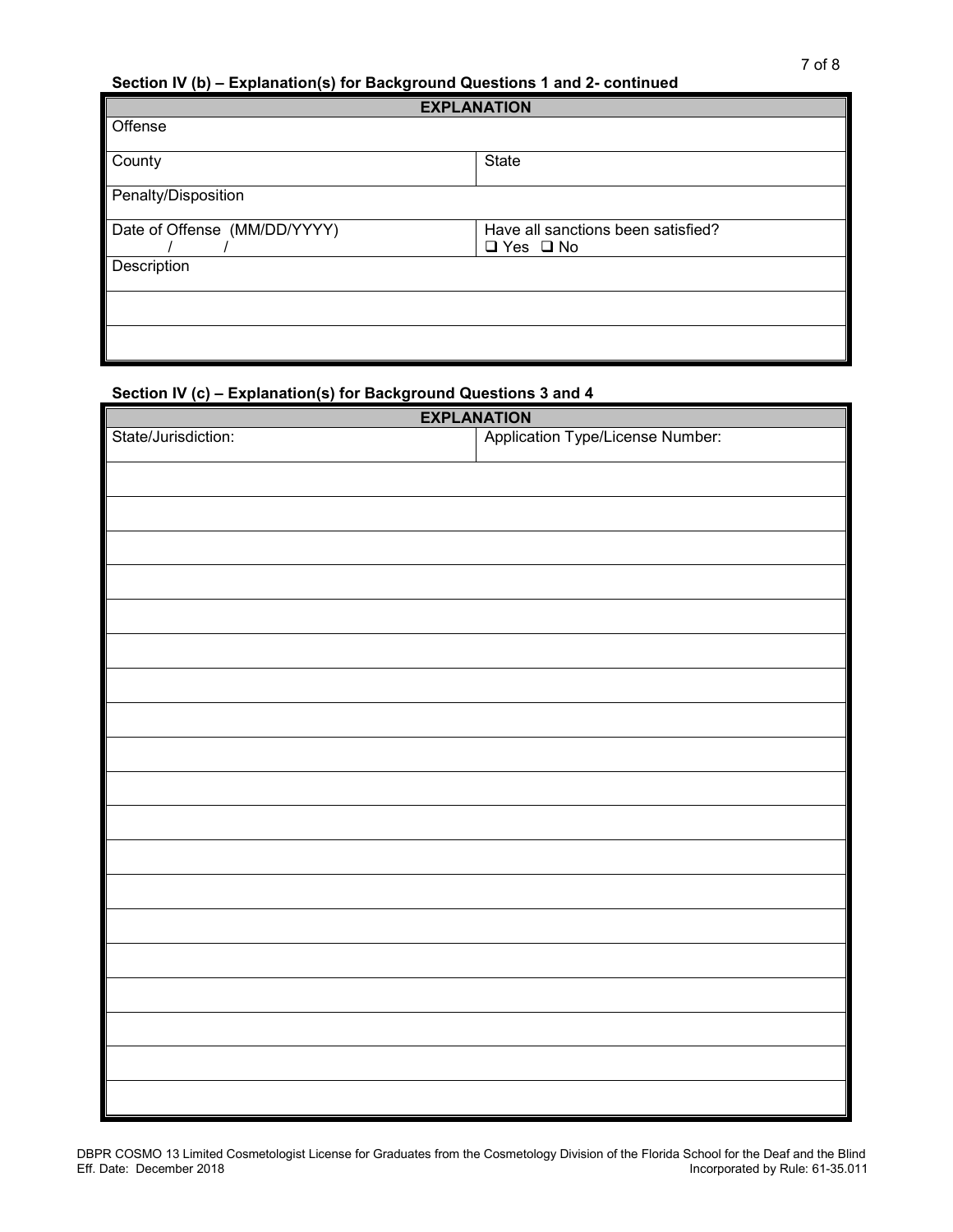**Section IV (b) – Explanation(s) for Background Questions 1 and 2- continued**

| EXPLANATION | |
|---|---|
| Offense | |
| County | State |
| Penalty/Disposition | |
| Date of Offense (MM/DD/YYYY)<br>/ / | Have all sanctions been satisfied?<br>❑ Yes ❑ No |
| Description | |
| | |
| | |

**Section IV (c) – Explanation(s) for Background Questions 3 and 4**

| EXPLANATION | |
|---|---|
| State/Jurisdiction: | Application Type/License Number: |
| | |
| | |
| | |
| | |
| | |
| | |
| | |
| | |
| | |
| | |
| | |
| | |
| | |
| | |
| | |
| | |
| | |
| | |
| | |

DBPR COSMO 13 Limited Cosmetologist License for Graduates from the Cosmetology Division of the Florida School for the Deaf and the Blind
Eff. Date: December 2018
Incorporated by Rule: 61-35.011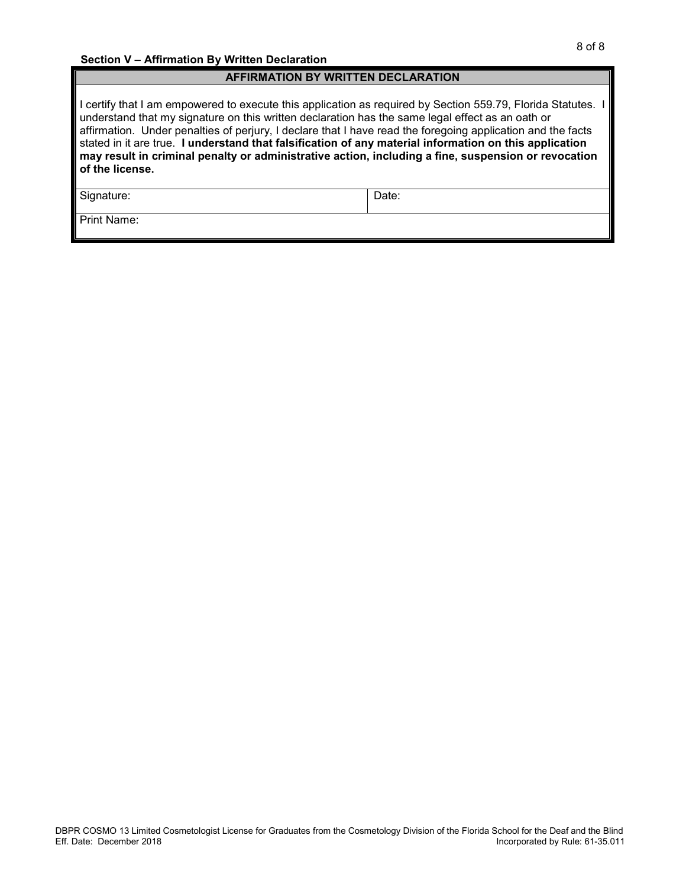### Section V – Affirmation By Written Declaration

| AFFIRMATION BY WRITTEN DECLARATION | |
|---|---|
| I certify that I am empowered to execute this application as required by Section 559.79, Florida Statutes. I understand that my signature on this written declaration has the same legal effect as an oath or affirmation. Under penalties of perjury, I declare that I have read the foregoing application and the facts stated in it are true. **I understand that falsification of any material information on this application may result in criminal penalty or administrative action, including a fine, suspension or revocation of the license.** | |
| Signature: | Date: |
| Print Name: | |

DBPR COSMO 13 Limited Cosmetologist License for Graduates from the Cosmetology Division of the Florida School for the Deaf and the Blind
Eff. Date: December 2018
Incorporated by Rule: 61-35.011